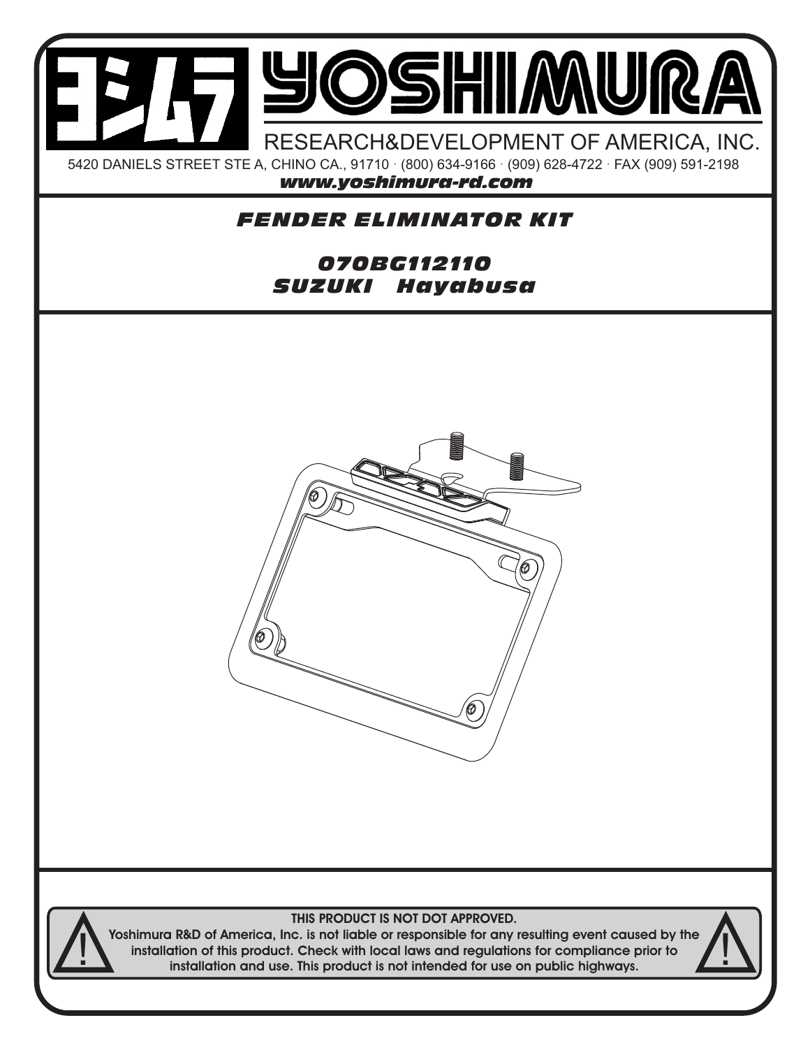# YOSHIMURA

RESEARCH&DEVELOPMENT OF AMERICA, INC.

5420 DANIELS STREET STE A, CHINO CA., 91710 · (800) 634-9166 · (909) 628-4722 · FAX (909) 591-2198

***www.yoshimura-rd.com***

## *FENDER ELIMINATOR KIT*

## *070BG112110*
## *SUZUKI Hayabusa*

**THIS PRODUCT IS NOT DOT APPROVED.**

**Yoshimura R&D of America, Inc. is not liable or responsible for any resulting event caused by the installation of this product. Check with local laws and regulations for compliance prior to installation and use. This product is not intended for use on public highways.**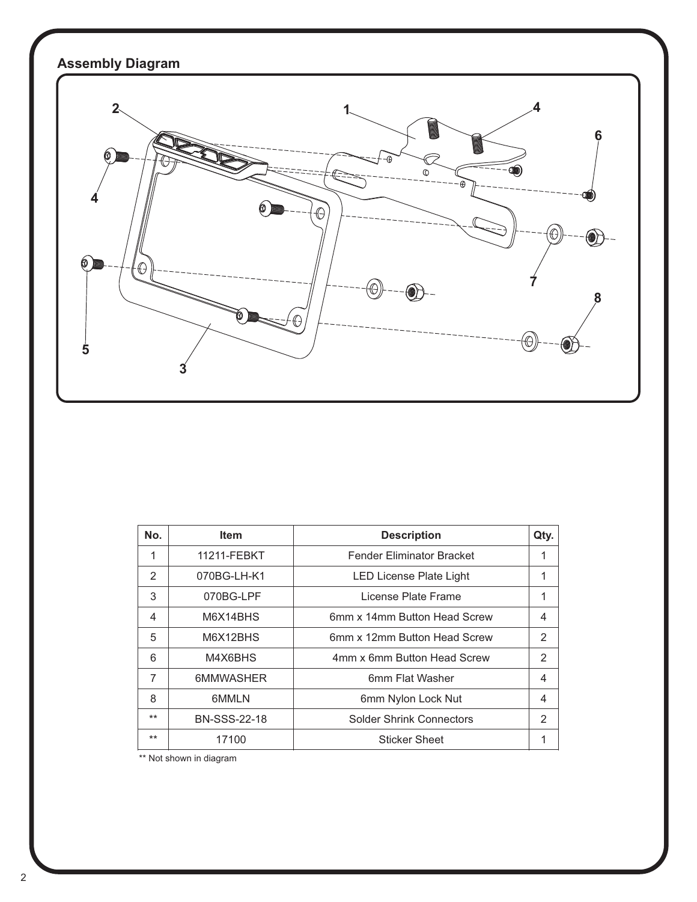## Assembly Diagram

| No. | Item | Description | Qty. |
|---|---|---|---|
| 1 | 11211-FEBKT | Fender Eliminator Bracket | 1 |
| 2 | 070BG-LH-K1 | LED License Plate Light | 1 |
| 3 | 070BG-LPF | License Plate Frame | 1 |
| 4 | M6X14BHS | 6mm x 14mm Button Head Screw | 4 |
| 5 | M6X12BHS | 6mm x 12mm Button Head Screw | 2 |
| 6 | M4X6BHS | 4mm x 6mm Button Head Screw | 2 |
| 7 | 6MMWASHER | 6mm Flat Washer | 4 |
| 8 | 6MMLN | 6mm Nylon Lock Nut | 4 |
| ** | BN-SSS-22-18 | Solder Shrink Connectors | 2 |
| ** | 17100 | Sticker Sheet | 1 |

** Not shown in diagram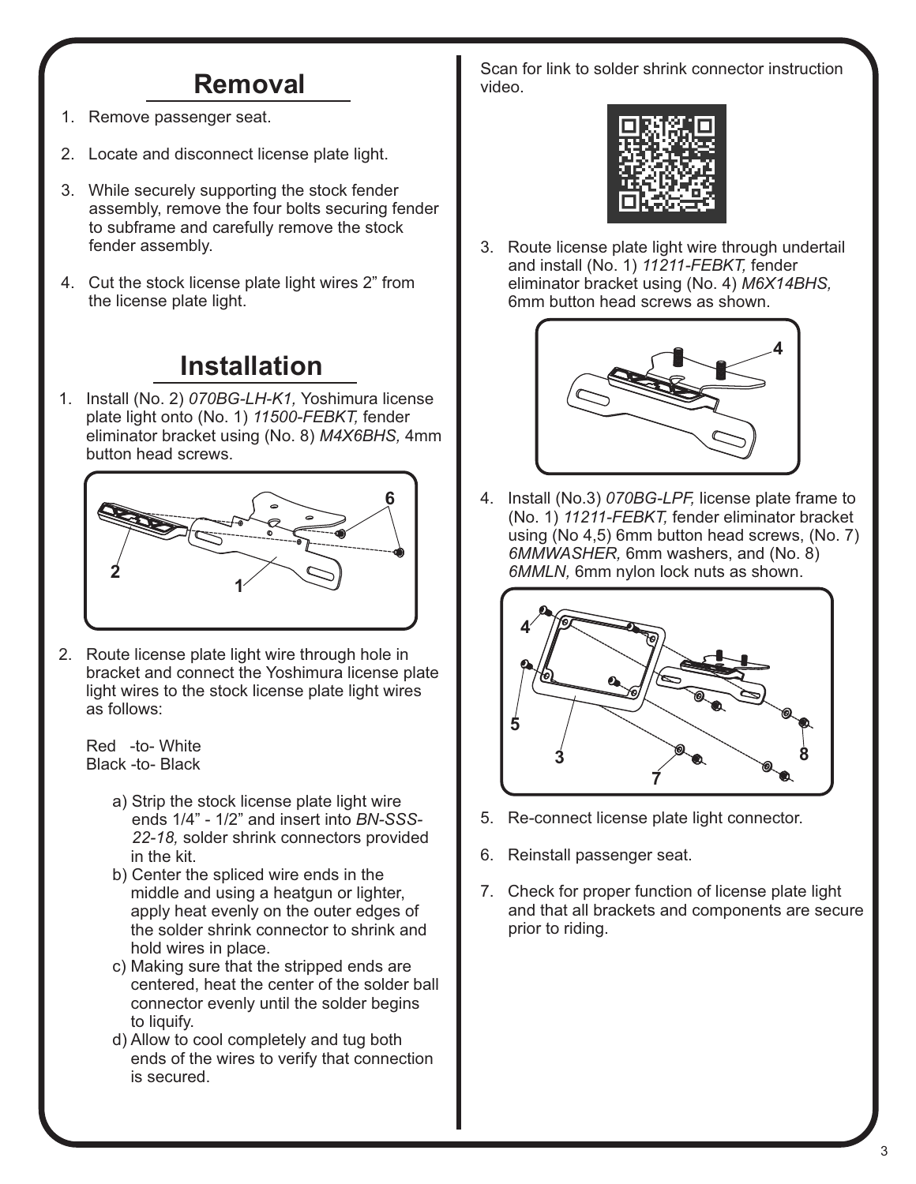## Removal

1. Remove passenger seat.
2. Locate and disconnect license plate light.
3. While securely supporting the stock fender assembly, remove the four bolts securing fender to subframe and carefully remove the stock fender assembly.
4. Cut the stock license plate light wires 2” from the license plate light.

## Installation

1. Install (No. 2) *070BG-LH-K1,* Yoshimura license plate light onto (No. 1) *11500-FEBKT,* fender eliminator bracket using (No. 8) *M4X6BHS,* 4mm button head screws.

6
2
1

2. Route license plate light wire through hole in bracket and connect the Yoshimura license plate light wires to the stock license plate light wires as follows:

   Red -to- White
   Black -to- Black

   a) Strip the stock license plate light wire ends 1/4” - 1/2” and insert into *BN-SSS-22-18,* solder shrink connectors provided in the kit.
   b) Center the spliced wire ends in the middle and using a heatgun or lighter, apply heat evenly on the outer edges of the solder shrink connector to shrink and hold wires in place.
   c) Making sure that the stripped ends are centered, heat the center of the solder ball connector evenly until the solder begins to liquify.
   d) Allow to cool completely and tug both ends of the wires to verify that connection is secured.

Scan for link to solder shrink connector instruction video.

3. Route license plate light wire through undertail and install (No. 1) *11211-FEBKT,* fender eliminator bracket using (No. 4) *M6X14BHS,* 6mm button head screws as shown.

4

4. Install (No.3) *070BG-LPF,* license plate frame to (No. 1) *11211-FEBKT,* fender eliminator bracket using (No 4,5) 6mm button head screws, (No. 7) *6MMWASHER,* 6mm washers, and (No. 8) *6MMLN,* 6mm nylon lock nuts as shown.

4
5
3
7
8

5. Re-connect license plate light connector.
6. Reinstall passenger seat.
7. Check for proper function of license plate light and that all brackets and components are secure prior to riding.